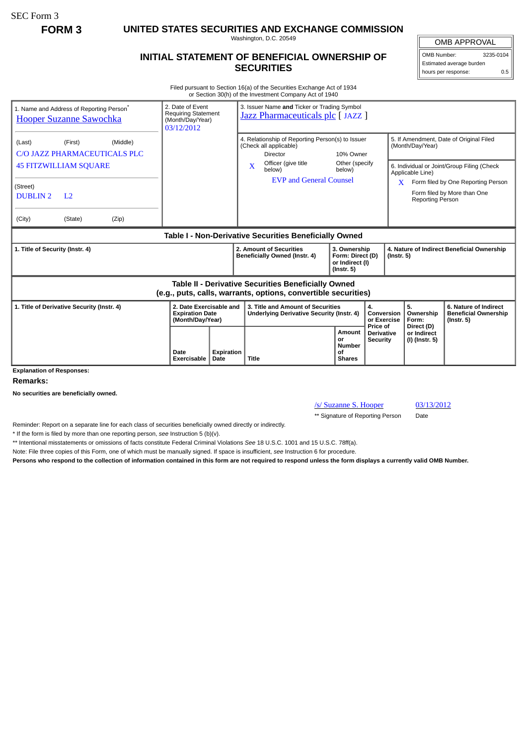SEC Form 3

**FORM 3**

# UNITED STATES SECURITIES AND EXCHANGE COMMISSION

Washington, D.C. 20549

## INITIAL STATEMENT OF BENEFICIAL OWNERSHIP OF SECURITIES

| OMB APPROVAL | |
|---|---|
| OMB Number: | 3235-0104 |
| Estimated average burden | |
| hours per response: | 0.5 |

Filed pursuant to Section 16(a) of the Securities Exchange Act of 1934
or Section 30(h) of the Investment Company Act of 1940

| 1. Name and Address of Reporting Person* | 2. Date of Event Requiring Statement (Month/Day/Year) | 3. Issuer Name and Ticker or Trading Symbol |
|---|---|---|
| Hooper Suzanne Sawochka | 03/12/2012 | Jazz Pharmaceuticals plc [ JAZZ ] |
| (Last) (First) (Middle) C/O JAZZ PHARMACEUTICALS PLC 45 FITZWILLIAM SQUARE | | 4. Relationship of Reporting Person(s) to Issuer (Check all applicable): Director; 10% Owner; X Officer (give title below); Other (specify below) — EVP and General Counsel |
| (Street) DUBLIN 2 L2 | | 5. If Amendment, Date of Original Filed (Month/Day/Year) |
| (City) (State) (Zip) | | 6. Individual or Joint/Group Filing (Check Applicable Line): X Form filed by One Reporting Person; Form filed by More than One Reporting Person |

### Table I - Non-Derivative Securities Beneficially Owned

| 1. Title of Security (Instr. 4) | 2. Amount of Securities Beneficially Owned (Instr. 4) | 3. Ownership Form: Direct (D) or Indirect (I) (Instr. 5) | 4. Nature of Indirect Beneficial Ownership (Instr. 5) |
|---|---|---|---|

### Table II - Derivative Securities Beneficially Owned (e.g., puts, calls, warrants, options, convertible securities)

| 1. Title of Derivative Security (Instr. 4) | 2. Date Exercisable and Expiration Date (Month/Day/Year) | | 3. Title and Amount of Securities Underlying Derivative Security (Instr. 4) | | 4. Conversion or Exercise Price of Derivative Security | 5. Ownership Form: Direct (D) or Indirect (I) (Instr. 5) | 6. Nature of Indirect Beneficial Ownership (Instr. 5) |
|---|---|---|---|---|---|---|---|
| | Date Exercisable | Expiration Date | Title | Amount or Number of Shares | | | |

**Explanation of Responses:**

**Remarks:**

**No securities are beneficially owned.**

/s/ Suzanne S. Hooper — 03/13/2012

** Signature of Reporting Person — Date

Reminder: Report on a separate line for each class of securities beneficially owned directly or indirectly.

* If the form is filed by more than one reporting person, *see* Instruction 5 (b)(v).

** Intentional misstatements or omissions of facts constitute Federal Criminal Violations *See* 18 U.S.C. 1001 and 15 U.S.C. 78ff(a).

Note: File three copies of this Form, one of which must be manually signed. If space is insufficient, *see* Instruction 6 for procedure.

**Persons who respond to the collection of information contained in this form are not required to respond unless the form displays a currently valid OMB Number.**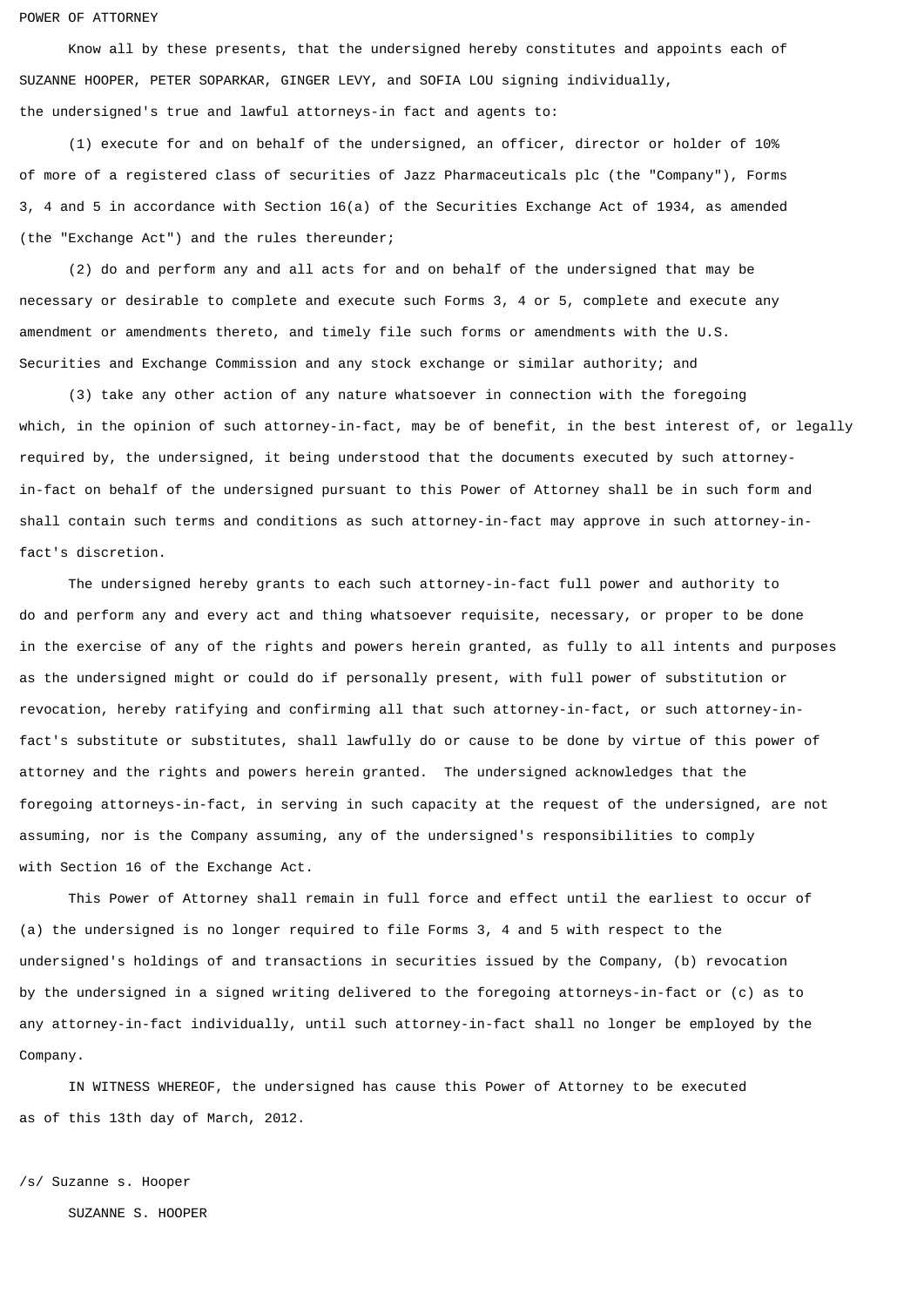POWER OF ATTORNEY

Know all by these presents, that the undersigned hereby constitutes and appoints each of SUZANNE HOOPER, PETER SOPARKAR, GINGER LEVY, and SOFIA LOU signing individually, the undersigned's true and lawful attorneys-in fact and agents to:

(1) execute for and on behalf of the undersigned, an officer, director or holder of 10% of more of a registered class of securities of Jazz Pharmaceuticals plc (the "Company"), Forms 3, 4 and 5 in accordance with Section 16(a) of the Securities Exchange Act of 1934, as amended (the "Exchange Act") and the rules thereunder;

(2) do and perform any and all acts for and on behalf of the undersigned that may be necessary or desirable to complete and execute such Forms 3, 4 or 5, complete and execute any amendment or amendments thereto, and timely file such forms or amendments with the U.S. Securities and Exchange Commission and any stock exchange or similar authority; and

(3) take any other action of any nature whatsoever in connection with the foregoing which, in the opinion of such attorney-in-fact, may be of benefit, in the best interest of, or legally required by, the undersigned, it being understood that the documents executed by such attorney-in-fact on behalf of the undersigned pursuant to this Power of Attorney shall be in such form and shall contain such terms and conditions as such attorney-in-fact may approve in such attorney-in-fact's discretion.

The undersigned hereby grants to each such attorney-in-fact full power and authority to do and perform any and every act and thing whatsoever requisite, necessary, or proper to be done in the exercise of any of the rights and powers herein granted, as fully to all intents and purposes as the undersigned might or could do if personally present, with full power of substitution or revocation, hereby ratifying and confirming all that such attorney-in-fact, or such attorney-in-fact's substitute or substitutes, shall lawfully do or cause to be done by virtue of this power of attorney and the rights and powers herein granted. The undersigned acknowledges that the foregoing attorneys-in-fact, in serving in such capacity at the request of the undersigned, are not assuming, nor is the Company assuming, any of the undersigned's responsibilities to comply with Section 16 of the Exchange Act.

This Power of Attorney shall remain in full force and effect until the earliest to occur of (a) the undersigned is no longer required to file Forms 3, 4 and 5 with respect to the undersigned's holdings of and transactions in securities issued by the Company, (b) revocation by the undersigned in a signed writing delivered to the foregoing attorneys-in-fact or (c) as to any attorney-in-fact individually, until such attorney-in-fact shall no longer be employed by the Company.

IN WITNESS WHEREOF, the undersigned has cause this Power of Attorney to be executed as of this 13th day of March, 2012.

/s/ Suzanne s. Hooper

SUZANNE S. HOOPER